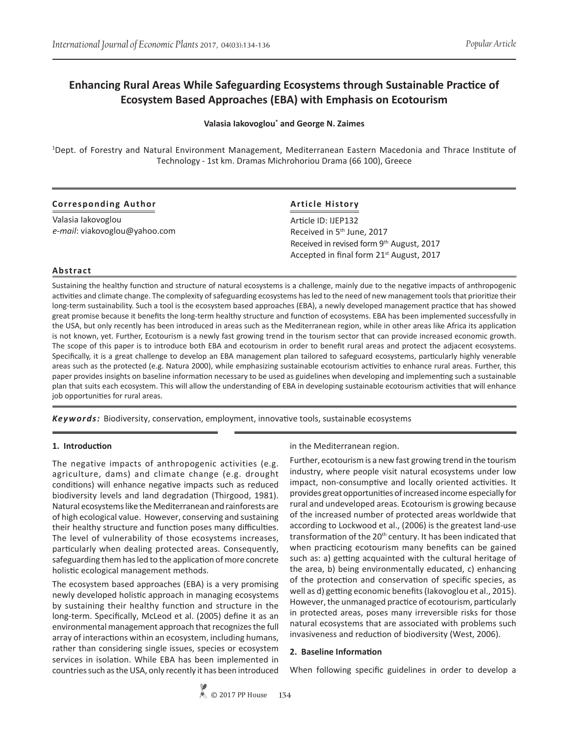# Enhancing Rural Areas While Safeguarding Ecosystems through Sustainable Practice of Ecosystem Based Approaches (EBA) with Emphasis on Ecotourism

**Valasia Iakovoglou*** **and George N. Zaimes**

[1]Dept. of Forestry and Natural Environment Management, Mediterranean Eastern Macedonia and Thrace Institute of Technology - 1st km. Dramas Michrohoriou Drama (66 100), Greece

**Corresponding Author**

Valasia Iakovoglou
*e-mail*: viakovoglou@yahoo.com

**Article History**

Article ID: IJEP132
Received in 5th June, 2017
Received in revised form 9th August, 2017
Accepted in final form 21st August, 2017

**Abstract**

Sustaining the healthy function and structure of natural ecosystems is a challenge, mainly due to the negative impacts of anthropogenic activities and climate change. The complexity of safeguarding ecosystems has led to the need of new management tools that prioritize their long-term sustainability. Such a tool is the ecosystem based approaches (EBA), a newly developed management practice that has showed great promise because it benefits the long-term healthy structure and function of ecosystems. EBA has been implemented successfully in the USA, but only recently has been introduced in areas such as the Mediterranean region, while in other areas like Africa its application is not known, yet. Further, Ecotourism is a newly fast growing trend in the tourism sector that can provide increased economic growth. The scope of this paper is to introduce both EBA and ecotourism in order to benefit rural areas and protect the adjacent ecosystems. Specifically, it is a great challenge to develop an EBA management plan tailored to safeguard ecosystems, particularly highly venerable areas such as the protected (e.g. Natura 2000), while emphasizing sustainable ecotourism activities to enhance rural areas. Further, this paper provides insights on baseline information necessary to be used as guidelines when developing and implementing such a sustainable plan that suits each ecosystem. This will allow the understanding of EBA in developing sustainable ecotourism activities that will enhance job opportunities for rural areas.

***Keywords:*** Biodiversity, conservation, employment, innovative tools, sustainable ecosystems

## 1. Introduction

The negative impacts of anthropogenic activities (e.g. agriculture, dams) and climate change (e.g. drought conditions) will enhance negative impacts such as reduced biodiversity levels and land degradation (Thirgood, 1981). Natural ecosystems like the Mediterranean and rainforests are of high ecological value. However, conserving and sustaining their healthy structure and function poses many difficulties. The level of vulnerability of those ecosystems increases, particularly when dealing protected areas. Consequently, safeguarding them has led to the application of more concrete holistic ecological management methods.

The ecosystem based approaches (EBA) is a very promising newly developed holistic approach in managing ecosystems by sustaining their healthy function and structure in the long-term. Specifically, McLeod et al. (2005) define it as an environmental management approach that recognizes the full array of interactions within an ecosystem, including humans, rather than considering single issues, species or ecosystem services in isolation. While EBA has been implemented in countries such as the USA, only recently it has been introduced in the Mediterranean region.

Further, ecotourism is a new fast growing trend in the tourism industry, where people visit natural ecosystems under low impact, non-consumptive and locally oriented activities. It provides great opportunities of increased income especially for rural and undeveloped areas. Ecotourism is growing because of the increased number of protected areas worldwide that according to Lockwood et al., (2006) is the greatest land-use transformation of the 20th century. It has been indicated that when practicing ecotourism many benefits can be gained such as: a) getting acquainted with the cultural heritage of the area, b) being environmentally educated, c) enhancing of the protection and conservation of specific species, as well as d) getting economic benefits (Iakovoglou et al., 2015). However, the unmanaged practice of ecotourism, particularly in protected areas, poses many irreversible risks for those natural ecosystems that are associated with problems such invasiveness and reduction of biodiversity (West, 2006).

## 2. Baseline Information

When following specific guidelines in order to develop a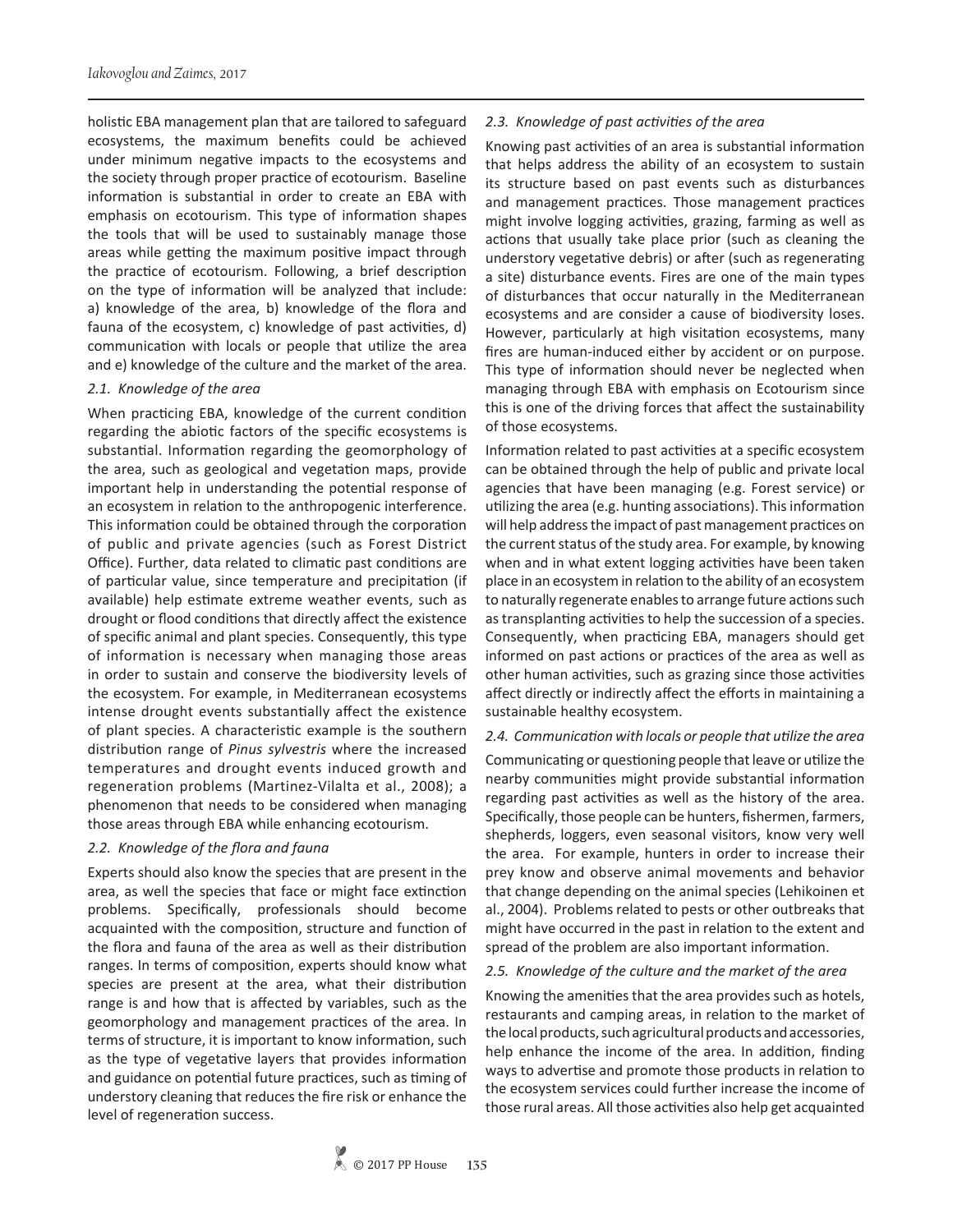holistic EBA management plan that are tailored to safeguard ecosystems, the maximum benefits could be achieved under minimum negative impacts to the ecosystems and the society through proper practice of ecotourism. Baseline information is substantial in order to create an EBA with emphasis on ecotourism. This type of information shapes the tools that will be used to sustainably manage those areas while getting the maximum positive impact through the practice of ecotourism. Following, a brief description on the type of information will be analyzed that include: a) knowledge of the area, b) knowledge of the flora and fauna of the ecosystem, c) knowledge of past activities, d) communication with locals or people that utilize the area and e) knowledge of the culture and the market of the area.

### *2.1. Knowledge of the area*

When practicing EBA, knowledge of the current condition regarding the abiotic factors of the specific ecosystems is substantial. Information regarding the geomorphology of the area, such as geological and vegetation maps, provide important help in understanding the potential response of an ecosystem in relation to the anthropogenic interference. This information could be obtained through the corporation of public and private agencies (such as Forest District Office). Further, data related to climatic past conditions are of particular value, since temperature and precipitation (if available) help estimate extreme weather events, such as drought or flood conditions that directly affect the existence of specific animal and plant species. Consequently, this type of information is necessary when managing those areas in order to sustain and conserve the biodiversity levels of the ecosystem. For example, in Mediterranean ecosystems intense drought events substantially affect the existence of plant species. A characteristic example is the southern distribution range of *Pinus sylvestris* where the increased temperatures and drought events induced growth and regeneration problems (Martinez-Vilalta et al., 2008); a phenomenon that needs to be considered when managing those areas through EBA while enhancing ecotourism.

### *2.2. Knowledge of the flora and fauna*

Experts should also know the species that are present in the area, as well the species that face or might face extinction problems. Specifically, professionals should become acquainted with the composition, structure and function of the flora and fauna of the area as well as their distribution ranges. In terms of composition, experts should know what species are present at the area, what their distribution range is and how that is affected by variables, such as the geomorphology and management practices of the area. In terms of structure, it is important to know information, such as the type of vegetative layers that provides information and guidance on potential future practices, such as timing of understory cleaning that reduces the fire risk or enhance the level of regeneration success.

### *2.3. Knowledge of past activities of the area*

Knowing past activities of an area is substantial information that helps address the ability of an ecosystem to sustain its structure based on past events such as disturbances and management practices. Those management practices might involve logging activities, grazing, farming as well as actions that usually take place prior (such as cleaning the understory vegetative debris) or after (such as regenerating a site) disturbance events. Fires are one of the main types of disturbances that occur naturally in the Mediterranean ecosystems and are consider a cause of biodiversity loses. However, particularly at high visitation ecosystems, many fires are human-induced either by accident or on purpose. This type of information should never be neglected when managing through EBA with emphasis on Ecotourism since this is one of the driving forces that affect the sustainability of those ecosystems.

Information related to past activities at a specific ecosystem can be obtained through the help of public and private local agencies that have been managing (e.g. Forest service) or utilizing the area (e.g. hunting associations). This information will help address the impact of past management practices on the current status of the study area. For example, by knowing when and in what extent logging activities have been taken place in an ecosystem in relation to the ability of an ecosystem to naturally regenerate enables to arrange future actions such as transplanting activities to help the succession of a species. Consequently, when practicing EBA, managers should get informed on past actions or practices of the area as well as other human activities, such as grazing since those activities affect directly or indirectly affect the efforts in maintaining a sustainable healthy ecosystem.

### *2.4. Communication with locals or people that utilize the area*

Communicating or questioning people that leave or utilize the nearby communities might provide substantial information regarding past activities as well as the history of the area. Specifically, those people can be hunters, fishermen, farmers, shepherds, loggers, even seasonal visitors, know very well the area. For example, hunters in order to increase their prey know and observe animal movements and behavior that change depending on the animal species (Lehikoinen et al., 2004). Problems related to pests or other outbreaks that might have occurred in the past in relation to the extent and spread of the problem are also important information.

### *2.5. Knowledge of the culture and the market of the area*

Knowing the amenities that the area provides such as hotels, restaurants and camping areas, in relation to the market of the local products, such agricultural products and accessories, help enhance the income of the area. In addition, finding ways to advertise and promote those products in relation to the ecosystem services could further increase the income of those rural areas. All those activities also help get acquainted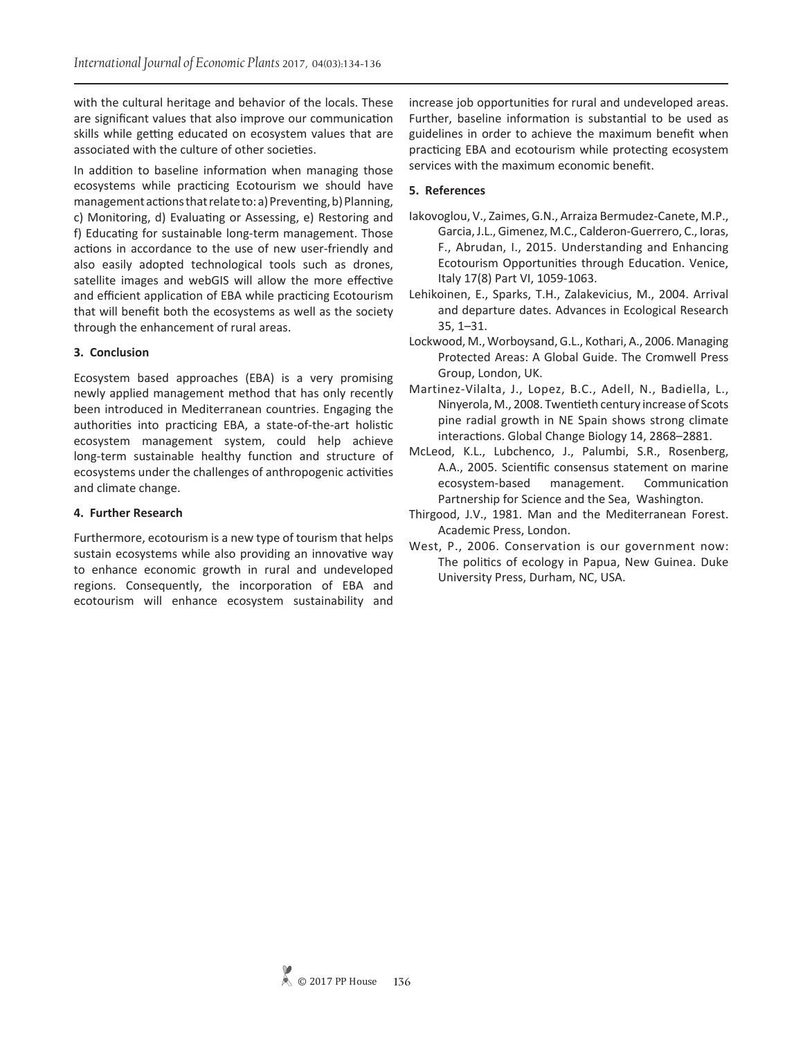with the cultural heritage and behavior of the locals. These are significant values that also improve our communication skills while getting educated on ecosystem values that are associated with the culture of other societies.

In addition to baseline information when managing those ecosystems while practicing Ecotourism we should have management actions that relate to: a) Preventing, b) Planning, c) Monitoring, d) Evaluating or Assessing, e) Restoring and f) Educating for sustainable long-term management. Those actions in accordance to the use of new user-friendly and also easily adopted technological tools such as drones, satellite images and webGIS will allow the more effective and efficient application of EBA while practicing Ecotourism that will benefit both the ecosystems as well as the society through the enhancement of rural areas.

## 3. Conclusion

Ecosystem based approaches (EBA) is a very promising newly applied management method that has only recently been introduced in Mediterranean countries. Engaging the authorities into practicing EBA, a state-of-the-art holistic ecosystem management system, could help achieve long-term sustainable healthy function and structure of ecosystems under the challenges of anthropogenic activities and climate change.

## 4. Further Research

Furthermore, ecotourism is a new type of tourism that helps sustain ecosystems while also providing an innovative way to enhance economic growth in rural and undeveloped regions. Consequently, the incorporation of EBA and ecotourism will enhance ecosystem sustainability and increase job opportunities for rural and undeveloped areas. Further, baseline information is substantial to be used as guidelines in order to achieve the maximum benefit when practicing EBA and ecotourism while protecting ecosystem services with the maximum economic benefit.

## 5. References

Iakovoglou, V., Zaimes, G.N., Arraiza Bermudez-Canete, M.P., Garcia, J.L., Gimenez, M.C., Calderon-Guerrero, C., Ioras, F., Abrudan, I., 2015. Understanding and Enhancing Ecotourism Opportunities through Education. Venice, Italy 17(8) Part VI, 1059-1063.

Lehikoinen, E., Sparks, T.H., Zalakevicius, M., 2004. Arrival and departure dates. Advances in Ecological Research 35, 1–31.

Lockwood, M., Worboysand, G.L., Kothari, A., 2006. Managing Protected Areas: A Global Guide. The Cromwell Press Group, London, UK.

Martinez-Vilalta, J., Lopez, B.C., Adell, N., Badiella, L., Ninyerola, M., 2008. Twentieth century increase of Scots pine radial growth in NE Spain shows strong climate interactions. Global Change Biology 14, 2868–2881.

McLeod, K.L., Lubchenco, J., Palumbi, S.R., Rosenberg, A.A., 2005. Scientific consensus statement on marine ecosystem-based management. Communication Partnership for Science and the Sea, Washington.

Thirgood, J.V., 1981. Man and the Mediterranean Forest. Academic Press, London.

West, P., 2006. Conservation is our government now: The politics of ecology in Papua, New Guinea. Duke University Press, Durham, NC, USA.